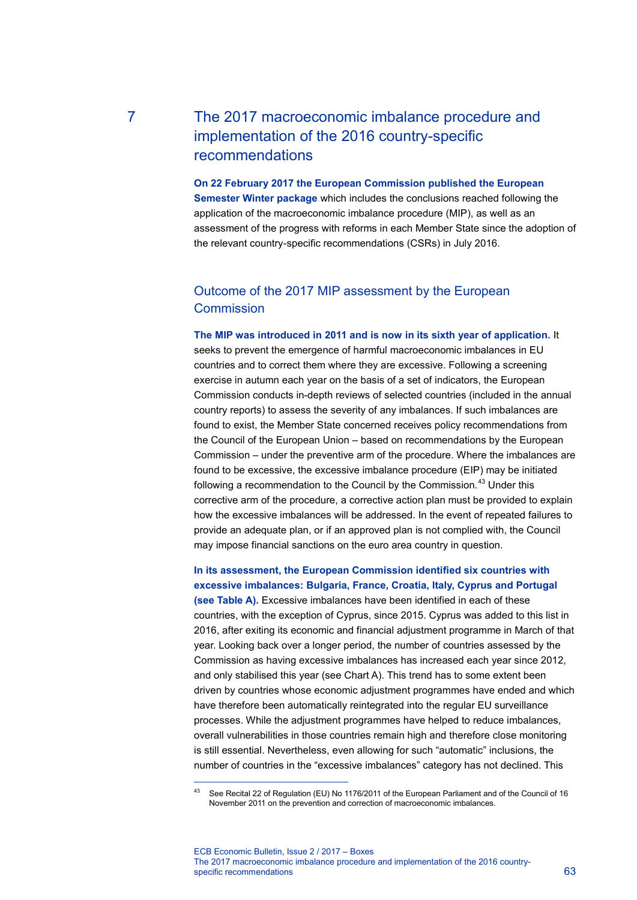# 7 The 2017 macroeconomic imbalance procedure and implementation of the 2016 country-specific recommendations

**On 22 February 2017 the European Commission published the European Semester Winter package** which includes the conclusions reached following the application of the macroeconomic imbalance procedure (MIP), as well as an assessment of the progress with reforms in each Member State since the adoption of the relevant country-specific recommendations (CSRs) in July 2016.

## Outcome of the 2017 MIP assessment by the European Commission

**The MIP was introduced in 2011 and is now in its sixth year of application.** It seeks to prevent the emergence of harmful macroeconomic imbalances in EU countries and to correct them where they are excessive. Following a screening exercise in autumn each year on the basis of a set of indicators, the European Commission conducts in-depth reviews of selected countries (included in the annual country reports) to assess the severity of any imbalances. If such imbalances are found to exist, the Member State concerned receives policy recommendations from the Council of the European Union – based on recommendations by the European Commission – under the preventive arm of the procedure. Where the imbalances are found to be excessive, the excessive imbalance procedure (EIP) may be initiated following a recommendation to the Council by the Commission.[43] Under this corrective arm of the procedure, a corrective action plan must be provided to explain how the excessive imbalances will be addressed. In the event of repeated failures to provide an adequate plan, or if an approved plan is not complied with, the Council may impose financial sanctions on the euro area country in question.

**In its assessment, the European Commission identified six countries with excessive imbalances: Bulgaria, France, Croatia, Italy, Cyprus and Portugal (see Table A).** Excessive imbalances have been identified in each of these countries, with the exception of Cyprus, since 2015. Cyprus was added to this list in 2016, after exiting its economic and financial adjustment programme in March of that year. Looking back over a longer period, the number of countries assessed by the Commission as having excessive imbalances has increased each year since 2012, and only stabilised this year (see Chart A). This trend has to some extent been driven by countries whose economic adjustment programmes have ended and which have therefore been automatically reintegrated into the regular EU surveillance processes. While the adjustment programmes have helped to reduce imbalances, overall vulnerabilities in those countries remain high and therefore close monitoring is still essential. Nevertheless, even allowing for such "automatic" inclusions, the number of countries in the "excessive imbalances" category has not declined. This

[43] See Recital 22 of Regulation (EU) No 1176/2011 of the European Parliament and of the Council of 16 November 2011 on the prevention and correction of macroeconomic imbalances.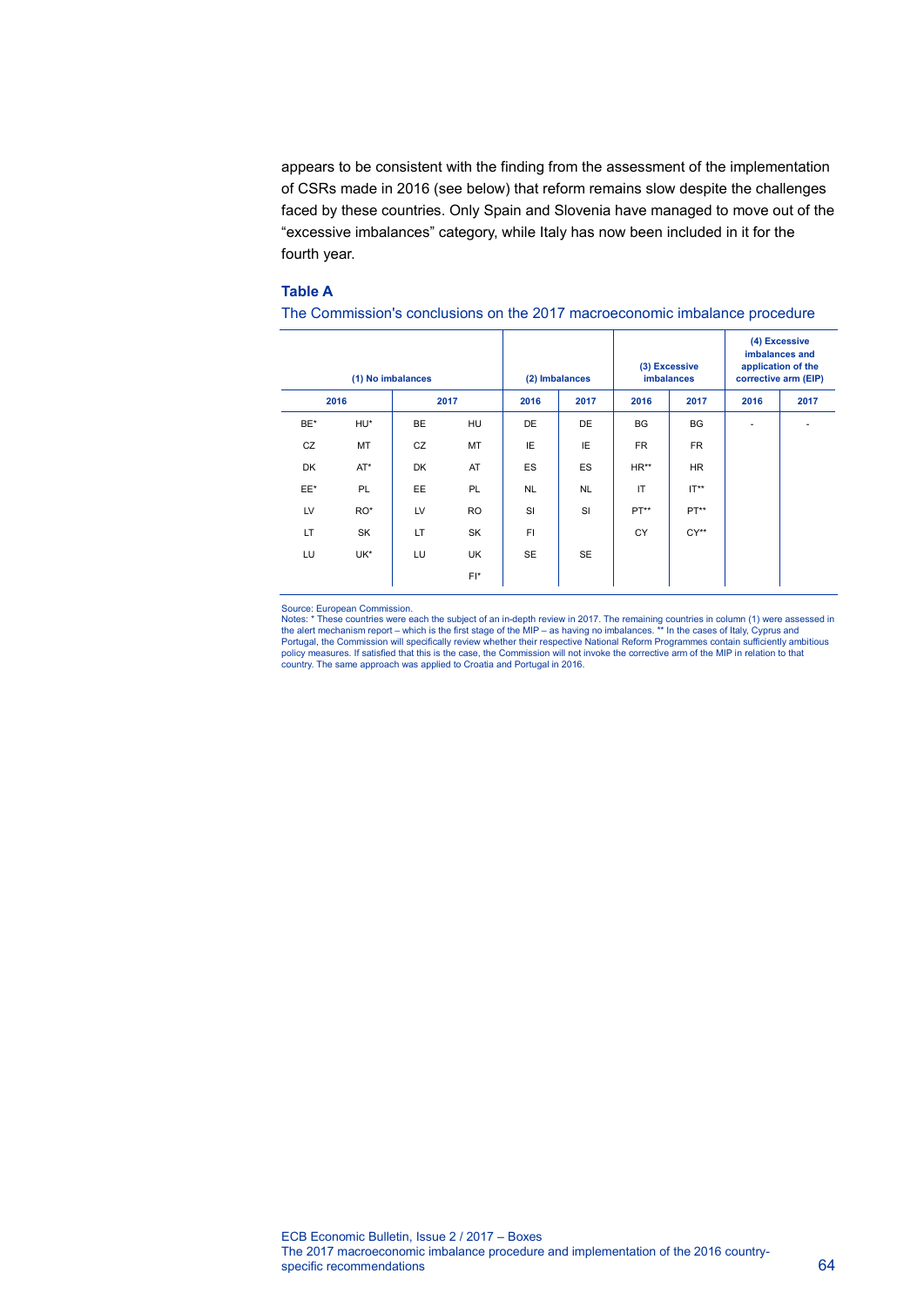appears to be consistent with the finding from the assessment of the implementation of CSRs made in 2016 (see below) that reform remains slow despite the challenges faced by these countries. Only Spain and Slovenia have managed to move out of the "excessive imbalances" category, while Italy has now been included in it for the fourth year.

**Table A**

The Commission's conclusions on the 2017 macroeconomic imbalance procedure

| (1) No imbalances | | | | (2) Imbalances | | (3) Excessive imbalances | | (4) Excessive imbalances and application of the corrective arm (EIP) | |
|---|---|---|---|---|---|---|---|---|---|
| 2016 | | 2017 | | 2016 | 2017 | 2016 | 2017 | 2016 | 2017 |
| BE* | HU* | BE | HU | DE | DE | BG | BG | - | - |
| CZ | MT | CZ | MT | IE | IE | FR | FR | | |
| DK | AT* | DK | AT | ES | ES | HR** | HR | | |
| EE* | PL | EE | PL | NL | NL | IT | IT** | | |
| LV | RO* | LV | RO | SI | SI | PT** | PT** | | |
| LT | SK | LT | SK | FI | | CY | CY** | | |
| LU | UK* | LU | UK | SE | SE | | | | |
| | | | FI* | | | | | | |

Source: European Commission.
Notes: * These countries were each the subject of an in-depth review in 2017. The remaining countries in column (1) were assessed in the alert mechanism report – which is the first stage of the MIP – as having no imbalances. ** In the cases of Italy, Cyprus and Portugal, the Commission will specifically review whether their respective National Reform Programmes contain sufficiently ambitious policy measures. If satisfied that this is the case, the Commission will not invoke the corrective arm of the MIP in relation to that country. The same approach was applied to Croatia and Portugal in 2016.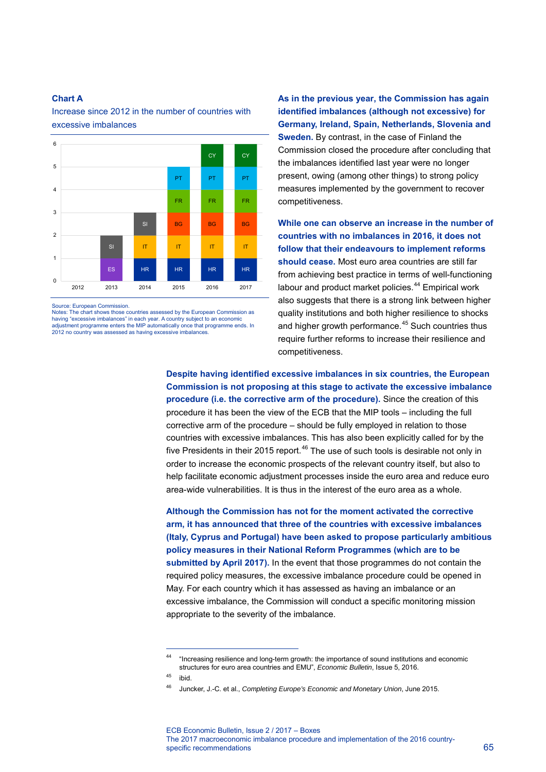**Chart A**

Increase since 2012 in the number of countries with excessive imbalances

| Year | Countries |
| --- | --- |
| 2012 | |
| 2013 | ES, SI |
| 2014 | HR, IT, SI |
| 2015 | HR, IT, BG, FR, PT |
| 2016 | HR, IT, BG, FR, PT, CY |
| 2017 | HR, IT, BG, FR, PT, CY |

Source: European Commission.
Notes: The chart shows those countries assessed by the European Commission as having "excessive imbalances" in each year. A country subject to an economic adjustment programme enters the MIP automatically once that programme ends. In 2012 no country was assessed as having excessive imbalances.

**As in the previous year, the Commission has again identified imbalances (although not excessive) for Germany, Ireland, Spain, Netherlands, Slovenia and Sweden.** By contrast, in the case of Finland the Commission closed the procedure after concluding that the imbalances identified last year were no longer present, owing (among other things) to strong policy measures implemented by the government to recover competitiveness.

**While one can observe an increase in the number of countries with no imbalances in 2016, it does not follow that their endeavours to implement reforms should cease.** Most euro area countries are still far from achieving best practice in terms of well-functioning labour and product market policies.[44] Empirical work also suggests that there is a strong link between higher quality institutions and both higher resilience to shocks and higher growth performance.[45] Such countries thus require further reforms to increase their resilience and competitiveness.

**Despite having identified excessive imbalances in six countries, the European Commission is not proposing at this stage to activate the excessive imbalance procedure (i.e. the corrective arm of the procedure).** Since the creation of this procedure it has been the view of the ECB that the MIP tools – including the full corrective arm of the procedure – should be fully employed in relation to those countries with excessive imbalances. This has also been explicitly called for by the five Presidents in their 2015 report.[46] The use of such tools is desirable not only in order to increase the economic prospects of the relevant country itself, but also to help facilitate economic adjustment processes inside the euro area and reduce euro area-wide vulnerabilities. It is thus in the interest of the euro area as a whole.

**Although the Commission has not for the moment activated the corrective arm, it has announced that three of the countries with excessive imbalances (Italy, Cyprus and Portugal) have been asked to propose particularly ambitious policy measures in their National Reform Programmes (which are to be submitted by April 2017).** In the event that those programmes do not contain the required policy measures, the excessive imbalance procedure could be opened in May. For each country which it has assessed as having an imbalance or an excessive imbalance, the Commission will conduct a specific monitoring mission appropriate to the severity of the imbalance.

---

[44] "Increasing resilience and long-term growth: the importance of sound institutions and economic structures for euro area countries and EMU", *Economic Bulletin*, Issue 5, 2016.

[45] ibid.

[46] Juncker, J.-C. et al., *Completing Europe's Economic and Monetary Union*, June 2015.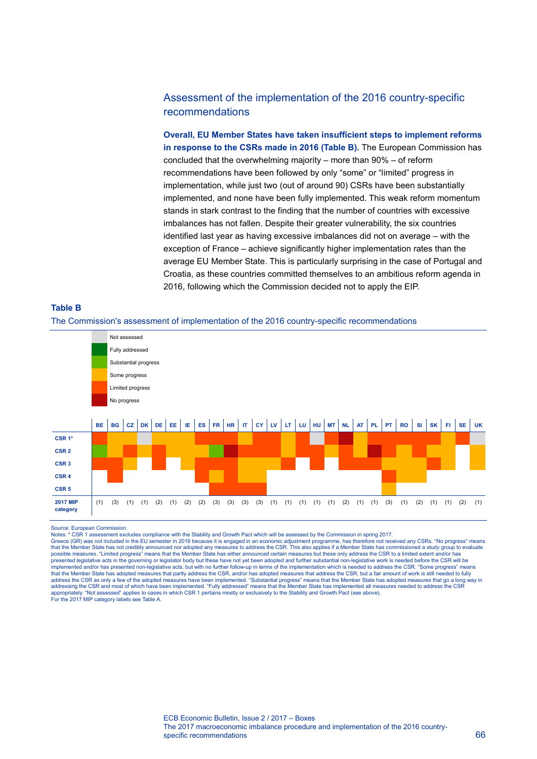## Assessment of the implementation of the 2016 country-specific recommendations

**Overall, EU Member States have taken insufficient steps to implement reforms in response to the CSRs made in 2016 (Table B).** The European Commission has concluded that the overwhelming majority – more than 90% – of reform recommendations have been followed by only "some" or "limited" progress in implementation, while just two (out of around 90) CSRs have been substantially implemented, and none have been fully implemented. This weak reform momentum stands in stark contrast to the finding that the number of countries with excessive imbalances has not fallen. Despite their greater vulnerability, the six countries identified last year as having excessive imbalances did not on average – with the exception of France – achieve significantly higher implementation rates than the average EU Member State. This is particularly surprising in the case of Portugal and Croatia, as these countries committed themselves to an ambitious reform agenda in 2016, following which the Commission decided not to apply the EIP.

**Table B**

The Commission's assessment of implementation of the 2016 country-specific recommendations

Legend: Not assessed; Fully addressed; Substantial progress; Some progress; Limited progress; No progress

| | BE | BG | CZ | DK | DE | EE | IE | ES | FR | HR | IT | CY | LV | LT | LU | HU | MT | NL | AT | PL | PT | RO | SI | SK | FI | SE | UK |
|---|---|---|---|---|---|---|---|---|---|---|---|---|---|---|---|---|---|---|---|---|---|---|---|---|---|---|---|
| CSR 1* | Limited progress | Some progress | Some progress | Not assessed | Some progress | Some progress | Some progress | Limited progress | Limited progress | Limited progress | Some progress | Limited progress | Limited progress | Some progress | Limited progress | Not assessed | Limited progress | No progress | Some progress | Limited progress | Limited progress | Limited progress | Limited progress | Limited progress | Some progress | Limited progress | Not assessed |
| CSR 2 | Substantial progress | Some progress | Limited progress | Some progress | Limited progress | Some progress | Some progress | Some progress | Substantial progress | No progress | Limited progress | Limited progress | Limited progress | Some progress | Limited progress | Limited progress | Some progress | Limited progress | Some progress | No progress | Limited progress | Some progress | Limited progress | Some progress | Some progress | | Some progress |
| CSR 3 | Limited progress | Limited progress | Some progress | | Limited progress | | Some progress | Limited progress | Limited progress | Limited progress | Some progress | Some progress | Some progress | Limited progress | | Limited progress | | Limited progress | Limited progress | Limited progress | Some progress | Some progress | Some progress | Limited progress | Some progress | | Some progress |
| CSR 4 | | Limited progress | | | | | | Limited progress | Some progress | Limited progress | Some progress | Some progress | | | | | | | | | Limited progress | Some progress | Some progress | | | | |
| CSR 5 | | | | | | | | | Limited progress | Limited progress | Limited progress | Limited progress | | | | | | | | | Some progress | | | | | | |
| 2017 MIP category | (1) | (3) | (1) | (1) | (2) | (1) | (2) | (2) | (3) | (3) | (3) | (3) | (1) | (1) | (1) | (1) | (1) | (2) | (1) | (1) | (3) | (1) | (2) | (1) | (1) | (2) | (1) |

Source: European Commission.
Notes: * CSR 1 assessment excludes compliance with the Stability and Growth Pact which will be assessed by the Commission in spring 2017.
Greece (GR) was not included in the EU semester in 2016 because it is engaged in an economic adjustment programme, has therefore not received any CSRs. "No progress" means that the Member State has not credibly announced nor adopted any measures to address the CSR. This also applies if a Member State has commissioned a study group to evaluate possible measures. "Limited progress" means that the Member State has either announced certain measures but these only address the CSR to a limited extent and/or has presented legislative acts in the governing or legislator body but these have not yet been adopted and further substantial non-legislative work is needed before the CSR will be implemented and/or has presented non-legislative acts, but with no further follow-up in terms of the implementation which is needed to address the CSR. "Some progress" means that the Member State has adopted measures that partly address the CSR, and/or has adopted measures that address the CSR, but a fair amount of work is still needed to fully address the CSR as only a few of the adopted measures have been implemented. "Substantial progress" means that the Member State has adopted measures that go a long way in addressing the CSR and most of which have been implemented. "Fully addressed" means that the Member State has implemented all measures needed to address the CSR appropriately. "Not assessed" applies to cases in which CSR 1 pertains mostly or exclusively to the Stability and Growth Pact (see above).
For the 2017 MIP category labels see Table A.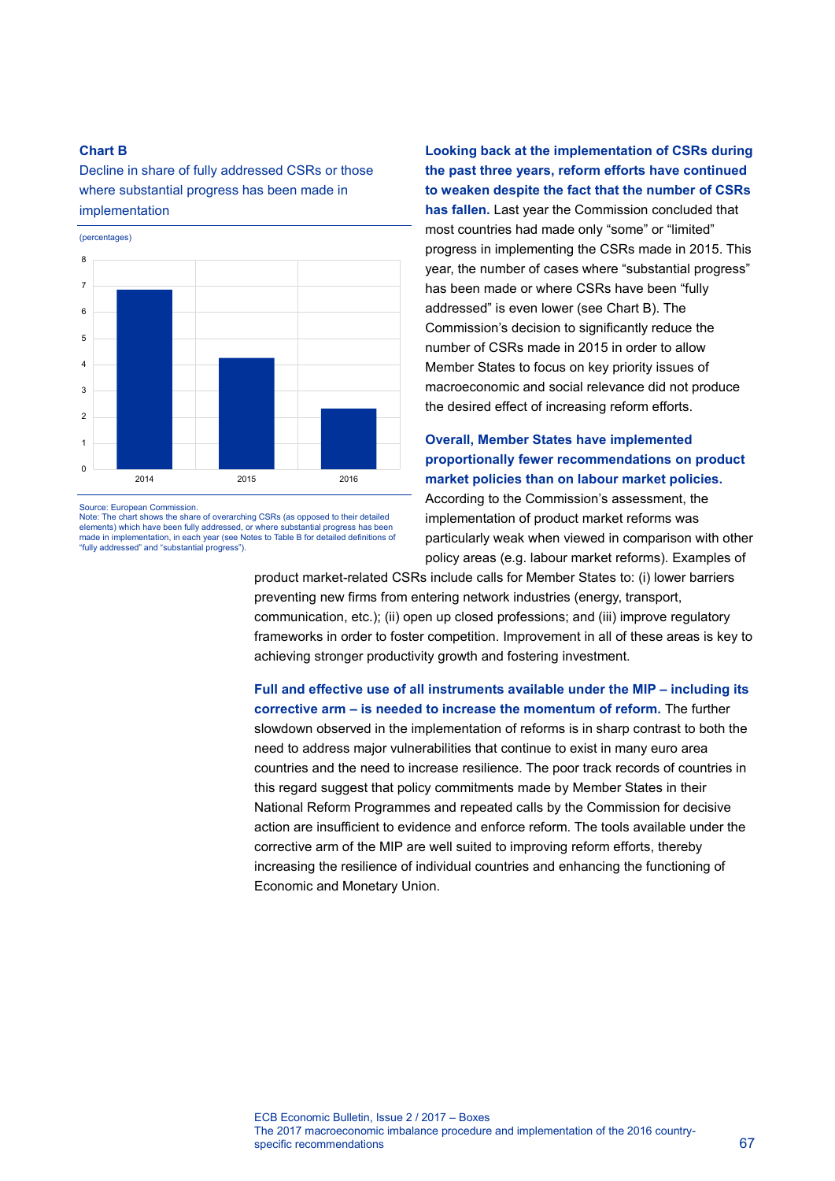**Chart B**

Decline in share of fully addressed CSRs or those where substantial progress has been made in implementation

(percentages)

8
7
6
5
4
3
2
1
0

2014
2015
2016

Source: European Commission.
Note: The chart shows the share of overarching CSRs (as opposed to their detailed elements) which have been fully addressed, or where substantial progress has been made in implementation, in each year (see Notes to Table B for detailed definitions of "fully addressed" and "substantial progress").

**Looking back at the implementation of CSRs during the past three years, reform efforts have continued to weaken despite the fact that the number of CSRs has fallen.** Last year the Commission concluded that most countries had made only "some" or "limited" progress in implementing the CSRs made in 2015. This year, the number of cases where "substantial progress" has been made or where CSRs have been "fully addressed" is even lower (see Chart B). The Commission's decision to significantly reduce the number of CSRs made in 2015 in order to allow Member States to focus on key priority issues of macroeconomic and social relevance did not produce the desired effect of increasing reform efforts.

**Overall, Member States have implemented proportionally fewer recommendations on product market policies than on labour market policies.** According to the Commission's assessment, the implementation of product market reforms was particularly weak when viewed in comparison with other policy areas (e.g. labour market reforms). Examples of product market-related CSRs include calls for Member States to: (i) lower barriers preventing new firms from entering network industries (energy, transport, communication, etc.); (ii) open up closed professions; and (iii) improve regulatory frameworks in order to foster competition. Improvement in all of these areas is key to achieving stronger productivity growth and fostering investment.

**Full and effective use of all instruments available under the MIP – including its corrective arm – is needed to increase the momentum of reform.** The further slowdown observed in the implementation of reforms is in sharp contrast to both the need to address major vulnerabilities that continue to exist in many euro area countries and the need to increase resilience. The poor track records of countries in this regard suggest that policy commitments made by Member States in their National Reform Programmes and repeated calls by the Commission for decisive action are insufficient to evidence and enforce reform. The tools available under the corrective arm of the MIP are well suited to improving reform efforts, thereby increasing the resilience of individual countries and enhancing the functioning of Economic and Monetary Union.